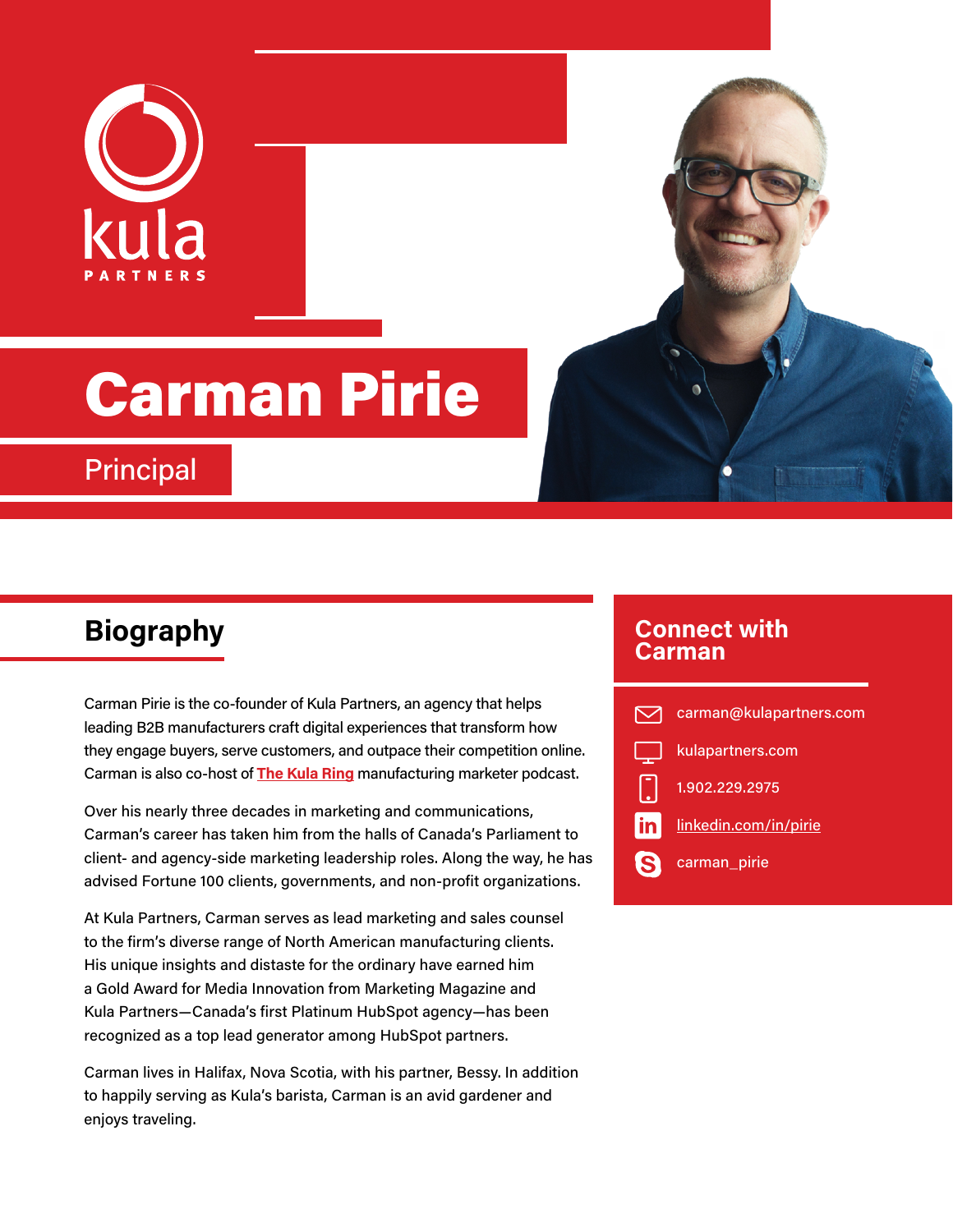kula PARTNERS

# Carman Pirie

Principal

## Biography

Carman Pirie is the co-founder of Kula Partners, an agency that helps leading B2B manufacturers craft digital experiences that transform how they engage buyers, serve customers, and outpace their competition online. Carman is also co-host of **The Kula Ring** manufacturing marketer podcast.

Over his nearly three decades in marketing and communications, Carman's career has taken him from the halls of Canada's Parliament to client- and agency-side marketing leadership roles. Along the way, he has advised Fortune 100 clients, governments, and non-profit organizations.

At Kula Partners, Carman serves as lead marketing and sales counsel to the firm's diverse range of North American manufacturing clients. His unique insights and distaste for the ordinary have earned him a Gold Award for Media Innovation from Marketing Magazine and Kula Partners—Canada's first Platinum HubSpot agency—has been recognized as a top lead generator among HubSpot partners.

Carman lives in Halifax, Nova Scotia, with his partner, Bessy. In addition to happily serving as Kula's barista, Carman is an avid gardener and enjoys traveling.

## Connect with Carman

- carman@kulapartners.com
- kulapartners.com
- 1.902.229.2975
- linkedin.com/in/pirie
- carman_pirie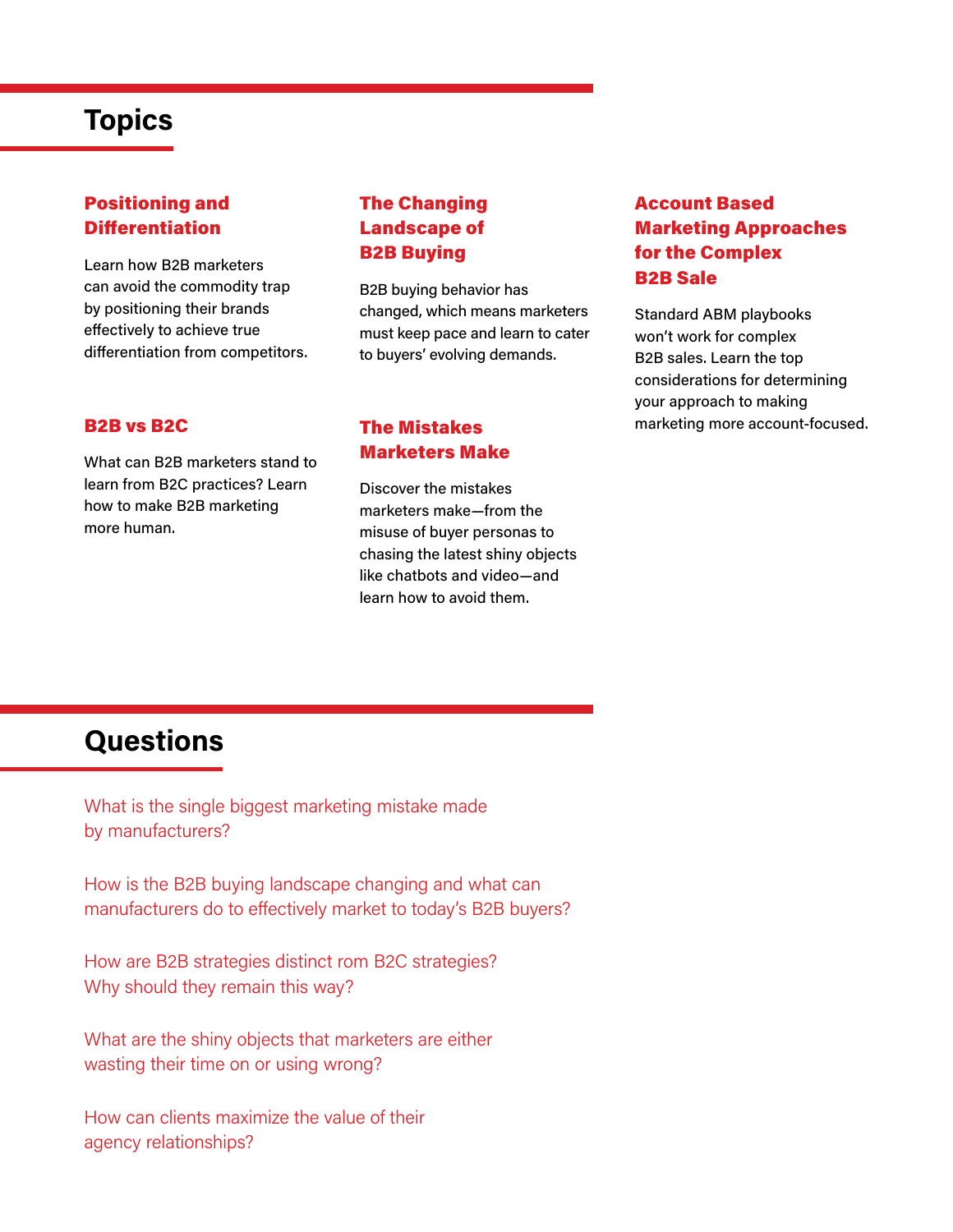## Topics

### Positioning and Differentiation

Learn how B2B marketers can avoid the commodity trap by positioning their brands effectively to achieve true differentiation from competitors.

### B2B vs B2C

What can B2B marketers stand to learn from B2C practices? Learn how to make B2B marketing more human.

### The Changing Landscape of B2B Buying

B2B buying behavior has changed, which means marketers must keep pace and learn to cater to buyers' evolving demands.

### The Mistakes Marketers Make

Discover the mistakes marketers make—from the misuse of buyer personas to chasing the latest shiny objects like chatbots and video—and learn how to avoid them.

### Account Based Marketing Approaches for the Complex B2B Sale

Standard ABM playbooks won't work for complex B2B sales. Learn the top considerations for determining your approach to making marketing more account-focused.

## Questions

What is the single biggest marketing mistake made by manufacturers?

How is the B2B buying landscape changing and what can manufacturers do to effectively market to today's B2B buyers?

How are B2B strategies distinct rom B2C strategies? Why should they remain this way?

What are the shiny objects that marketers are either wasting their time on or using wrong?

How can clients maximize the value of their agency relationships?